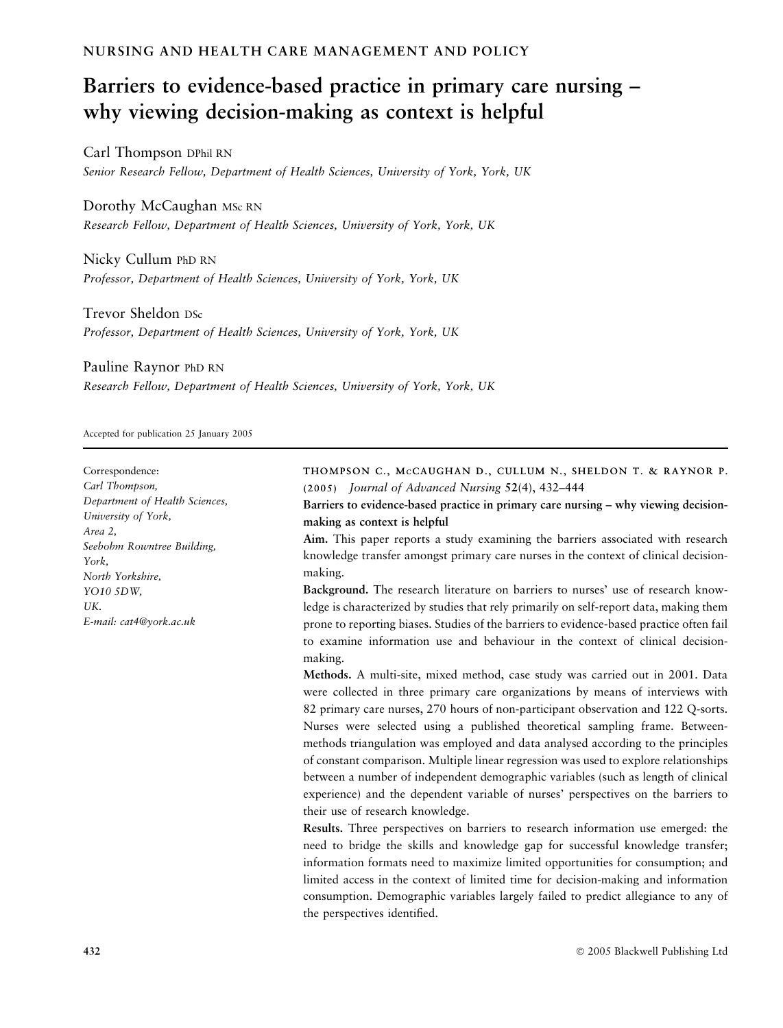NURSING AND HEALTH CARE MANAGEMENT AND POLICY

# Barriers to evidence-based practice in primary care nursing – why viewing decision-making as context is helpful

Carl Thompson DPhil RN
*Senior Research Fellow, Department of Health Sciences, University of York, York, UK*

Dorothy McCaughan MSc RN
*Research Fellow, Department of Health Sciences, University of York, York, UK*

Nicky Cullum PhD RN
*Professor, Department of Health Sciences, University of York, York, UK*

Trevor Sheldon DSc
*Professor, Department of Health Sciences, University of York, York, UK*

Pauline Raynor PhD RN
*Research Fellow, Department of Health Sciences, University of York, York, UK*

Accepted for publication 25 January 2005

Correspondence:
*Carl Thompson,*
*Department of Health Sciences,*
*University of York,*
*Area 2,*
*Seebohm Rowntree Building,*
*York,*
*North Yorkshire,*
*YO10 5DW,*
*UK.*
*E-mail: cat4@york.ac.uk*

THOMPSON C., McCAUGHAN D., CULLUM N., SHELDON T. & RAYNOR P. (2005) *Journal of Advanced Nursing* **52**(4), 432–444

**Barriers to evidence-based practice in primary care nursing – why viewing decision-making as context is helpful**

**Aim.** This paper reports a study examining the barriers associated with research knowledge transfer amongst primary care nurses in the context of clinical decision-making.

**Background.** The research literature on barriers to nurses' use of research knowledge is characterized by studies that rely primarily on self-report data, making them prone to reporting biases. Studies of the barriers to evidence-based practice often fail to examine information use and behaviour in the context of clinical decision-making.

**Methods.** A multi-site, mixed method, case study was carried out in 2001. Data were collected in three primary care organizations by means of interviews with 82 primary care nurses, 270 hours of non-participant observation and 122 Q-sorts. Nurses were selected using a published theoretical sampling frame. Between-methods triangulation was employed and data analysed according to the principles of constant comparison. Multiple linear regression was used to explore relationships between a number of independent demographic variables (such as length of clinical experience) and the dependent variable of nurses' perspectives on the barriers to their use of research knowledge.

**Results.** Three perspectives on barriers to research information use emerged: the need to bridge the skills and knowledge gap for successful knowledge transfer; information formats need to maximize limited opportunities for consumption; and limited access in the context of limited time for decision-making and information consumption. Demographic variables largely failed to predict allegiance to any of the perspectives identified.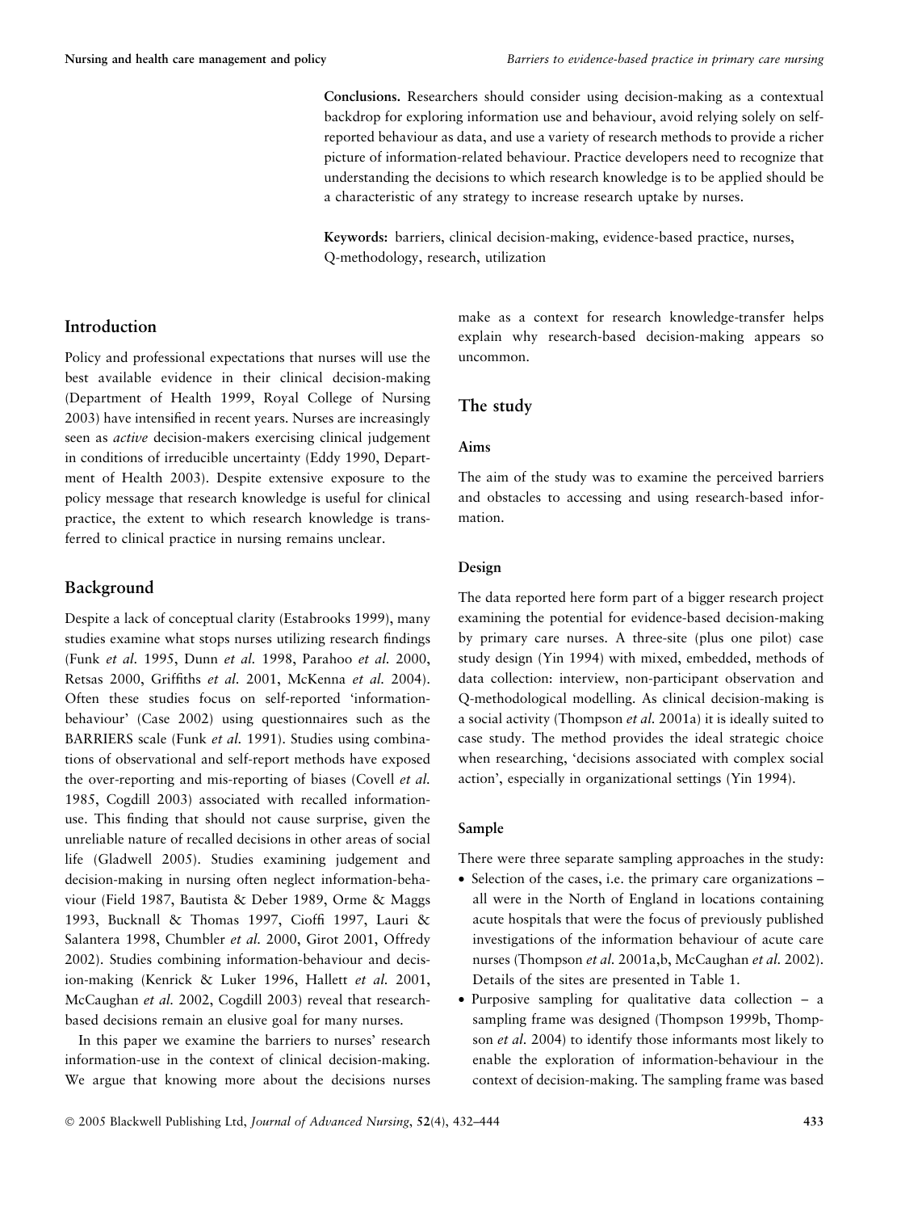**Conclusions.** Researchers should consider using decision-making as a contextual backdrop for exploring information use and behaviour, avoid relying solely on self-reported behaviour as data, and use a variety of research methods to provide a richer picture of information-related behaviour. Practice developers need to recognize that understanding the decisions to which research knowledge is to be applied should be a characteristic of any strategy to increase research uptake by nurses.

**Keywords:** barriers, clinical decision-making, evidence-based practice, nurses, Q-methodology, research, utilization

## Introduction

Policy and professional expectations that nurses will use the best available evidence in their clinical decision-making (Department of Health 1999, Royal College of Nursing 2003) have intensified in recent years. Nurses are increasingly seen as *active* decision-makers exercising clinical judgement in conditions of irreducible uncertainty (Eddy 1990, Department of Health 2003). Despite extensive exposure to the policy message that research knowledge is useful for clinical practice, the extent to which research knowledge is transferred to clinical practice in nursing remains unclear.

## Background

Despite a lack of conceptual clarity (Estabrooks 1999), many studies examine what stops nurses utilizing research findings (Funk *et al.* 1995, Dunn *et al.* 1998, Parahoo *et al.* 2000, Retsas 2000, Griffiths *et al.* 2001, McKenna *et al.* 2004). Often these studies focus on self-reported 'information-behaviour' (Case 2002) using questionnaires such as the BARRIERS scale (Funk *et al.* 1991). Studies using combinations of observational and self-report methods have exposed the over-reporting and mis-reporting of biases (Covell *et al.* 1985, Cogdill 2003) associated with recalled information-use. This finding that should not cause surprise, given the unreliable nature of recalled decisions in other areas of social life (Gladwell 2005). Studies examining judgement and decision-making in nursing often neglect information-behaviour (Field 1987, Bautista & Deber 1989, Orme & Maggs 1993, Bucknall & Thomas 1997, Cioffi 1997, Lauri & Salantera 1998, Chumbler *et al.* 2000, Girot 2001, Offredy 2002). Studies combining information-behaviour and decision-making (Kenrick & Luker 1996, Hallett *et al.* 2001, McCaughan *et al.* 2002, Cogdill 2003) reveal that research-based decisions remain an elusive goal for many nurses.

In this paper we examine the barriers to nurses' research information-use in the context of clinical decision-making. We argue that knowing more about the decisions nurses make as a context for research knowledge-transfer helps explain why research-based decision-making appears so uncommon.

## The study

### Aims

The aim of the study was to examine the perceived barriers and obstacles to accessing and using research-based information.

### Design

The data reported here form part of a bigger research project examining the potential for evidence-based decision-making by primary care nurses. A three-site (plus one pilot) case study design (Yin 1994) with mixed, embedded, methods of data collection: interview, non-participant observation and Q-methodological modelling. As clinical decision-making is a social activity (Thompson *et al.* 2001a) it is ideally suited to case study. The method provides the ideal strategic choice when researching, 'decisions associated with complex social action', especially in organizational settings (Yin 1994).

### Sample

There were three separate sampling approaches in the study:

- Selection of the cases, i.e. the primary care organizations – all were in the North of England in locations containing acute hospitals that were the focus of previously published investigations of the information behaviour of acute care nurses (Thompson *et al.* 2001a,b, McCaughan *et al.* 2002). Details of the sites are presented in Table 1.
- Purposive sampling for qualitative data collection – a sampling frame was designed (Thompson 1999b, Thompson *et al.* 2004) to identify those informants most likely to enable the exploration of information-behaviour in the context of decision-making. The sampling frame was based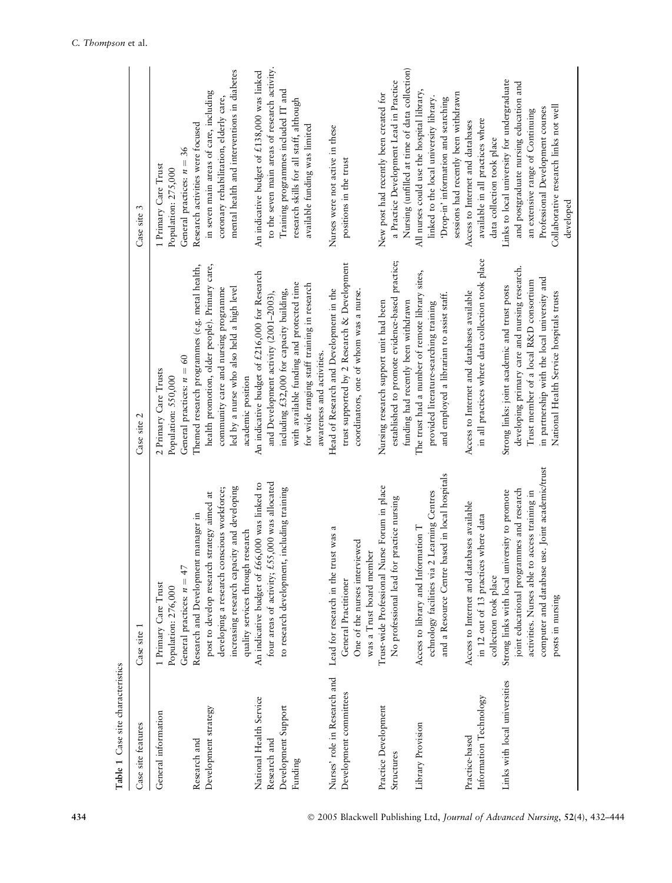**Table 1** Case site characteristics

| Case site features | Case site 1 | Case site 2 | Case site 3 |
| --- | --- | --- | --- |
| General information | 1 Primary Care Trust<br>Population: 276,000<br>General practices: $n = 47$ | 2 Primary Care Trusts<br>Population: 550,000<br>General practices: $n = 60$ | 1 Primary Care Trust<br>Population: 275,000<br>General practices: $n = 36$ |
| Research and Development strategy | Research and Development manager in post to develop research strategy aimed at developing a research conscious workforce; increasing research capacity and developing quality services through research | Themed research programmes (e.g. metal health, health promotion, older people). Primary care, community care and nursing programme led by a nurse who also held a high level academic position | Research activities were focused in seven main areas of care, including coronary rehabilitation, elderly care, mental health and interventions in diabetes |
| National Health Service Research and Development Support Funding | An indicative budget of £66,000 was linked to four areas of activity; £55,000 was allocated to research development, including training | An indicative budget of £216,000 for Research and Development activity (2001–2003), including £32,000 for capacity building, with available funding and protected time for wide ranging staff training in research awareness and activities. | An indicative budget of £138,000 was linked to the seven main areas of research activity. Training programmes included IT and research skills for all staff, although available funding was limited |
| Nurses' role in Research and Development committees | Lead for research in the trust was a General Practitioner<br>One of the nurses interviewed was a Trust board member | Head of Research and Development in the trust supported by 2 Research & Development coordinators, one of whom was a nurse. | Nurses were not active in these positions in the trust |
| Practice Development Structures | Trust-wide Professional Nurse Forum in place<br>No professional lead for practice nursing | Nursing research support unit had been established to promote evidence-based practice; funding had recently been withdrawn | New post had recently been created for a Practice Development Lead in Practice Nursing (unfilled at time of data collection) |
| Library Provision | Access to library and Information T echnology facilities via 2 Learning Centres and a Resource Centre based in local hospitals | The trust had a number of remote library sites, provided literature-searching training and employed a librarian to assist staff. | All nurses could use the hospital library, linked to the local university library. 'Drop-in' information and searching sessions had recently been withdrawn |
| Practice-based Information Technology | Access to Internet and databases available in 12 out of 13 practices where data collection took place | Access to Internet and databases available in all practices where data collection took place | Access to Internet and databases available in all practices where data collection took place |
| Links with local universities | Strong links with local university to promote joint educational programmes and research activities. Nurses able to access training in computer and database use. Joint academic/trust posts in nursing | Strong links: joint academic and trust posts developing primary care and nursing research. Trust member of a local R&D consortium in partnership with the local university and National Health Service hospitals trusts | Links to local university for undergraduate and postgraduate nursing education and an extensive range of Continuing Professional Development courses<br>Collaborative research links not well developed |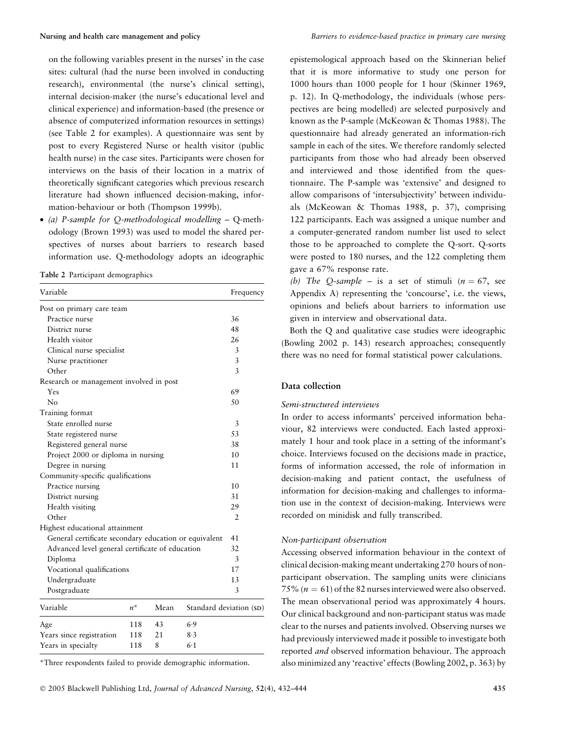on the following variables present in the nurses' in the case sites: cultural (had the nurse been involved in conducting research), environmental (the nurse's clinical setting), internal decision-maker (the nurse's educational level and clinical experience) and information-based (the presence or absence of computerized information resources in settings) (see Table 2 for examples). A questionnaire was sent by post to every Registered Nurse or health visitor (public health nurse) in the case sites. Participants were chosen for interviews on the basis of their location in a matrix of theoretically significant categories which previous research literature had shown influenced decision-making, information-behaviour or both (Thompson 1999b).

- *(a) P-sample for Q-methodological modelling* – Q-methodology (Brown 1993) was used to model the shared perspectives of nurses about barriers to research based information use. Q-methodology adopts an ideographic epistemological approach based on the Skinnerian belief that it is more informative to study one person for 1000 hours than 1000 people for 1 hour (Skinner 1969, p. 12). In Q-methodology, the individuals (whose perspectives are being modelled) are selected purposively and known as the P-sample (McKeowan & Thomas 1988). The questionnaire had already generated an information-rich sample in each of the sites. We therefore randomly selected participants from those who had already been observed and interviewed and those identified from the questionnaire. The P-sample was 'extensive' and designed to allow comparisons of 'intersubjectivity' between individuals (McKeowan & Thomas 1988, p. 37), comprising 122 participants. Each was assigned a unique number and a computer-generated random number list used to select those to be approached to complete the Q-sort. Q-sorts were posted to 180 nurses, and the 122 completing them gave a 67% response rate.

  *(b) The Q-sample* – is a set of stimuli ($n = 67$, see Appendix A) representing the 'concourse', i.e. the views, opinions and beliefs about barriers to information use given in interview and observational data.

Both the Q and qualitative case studies were ideographic (Bowling 2002 p. 143) research approaches; consequently there was no need for formal statistical power calculations.

**Table 2** Participant demographics

| Variable | Frequency |
|---|---|
| Post on primary care team | |
| Practice nurse | 36 |
| District nurse | 48 |
| Health visitor | 26 |
| Clinical nurse specialist | 3 |
| Nurse practitioner | 3 |
| Other | 3 |
| Research or management involved in post | |
| Yes | 69 |
| No | 50 |
| Training format | |
| State enrolled nurse | 3 |
| State registered nurse | 53 |
| Registered general nurse | 38 |
| Project 2000 or diploma in nursing | 10 |
| Degree in nursing | 11 |
| Community-specific qualifications | |
| Practice nursing | 10 |
| District nursing | 31 |
| Health visiting | 29 |
| Other | 2 |
| Highest educational attainment | |
| General certificate secondary education or equivalent | 41 |
| Advanced level general certificate of education | 32 |
| Diploma | 3 |
| Vocational qualifications | 17 |
| Undergraduate | 13 |
| Postgraduate | 3 |

| Variable | $n$* | Mean | Standard deviation (SD) |
|---|---|---|---|
| Age | 118 | 43 | 6·9 |
| Years since registration | 118 | 21 | 8·3 |
| Years in specialty | 118 | 8 | 6·1 |

*Three respondents failed to provide demographic information.

## Data collection

### Semi-structured interviews

In order to access informants' perceived information behaviour, 82 interviews were conducted. Each lasted approximately 1 hour and took place in a setting of the informant's choice. Interviews focused on the decisions made in practice, forms of information accessed, the role of information in decision-making and patient contact, the usefulness of information for decision-making and challenges to information use in the context of decision-making. Interviews were recorded on minidisk and fully transcribed.

### Non-participant observation

Accessing observed information behaviour in the context of clinical decision-making meant undertaking 270 hours of non-participant observation. The sampling units were clinicians 75% ($n = 61$) of the 82 nurses interviewed were also observed. The mean observational period was approximately 4 hours. Our clinical background and non-participant status was made clear to the nurses and patients involved. Observing nurses we had previously interviewed made it possible to investigate both reported *and* observed information behaviour. The approach also minimized any 'reactive' effects (Bowling 2002, p. 363) by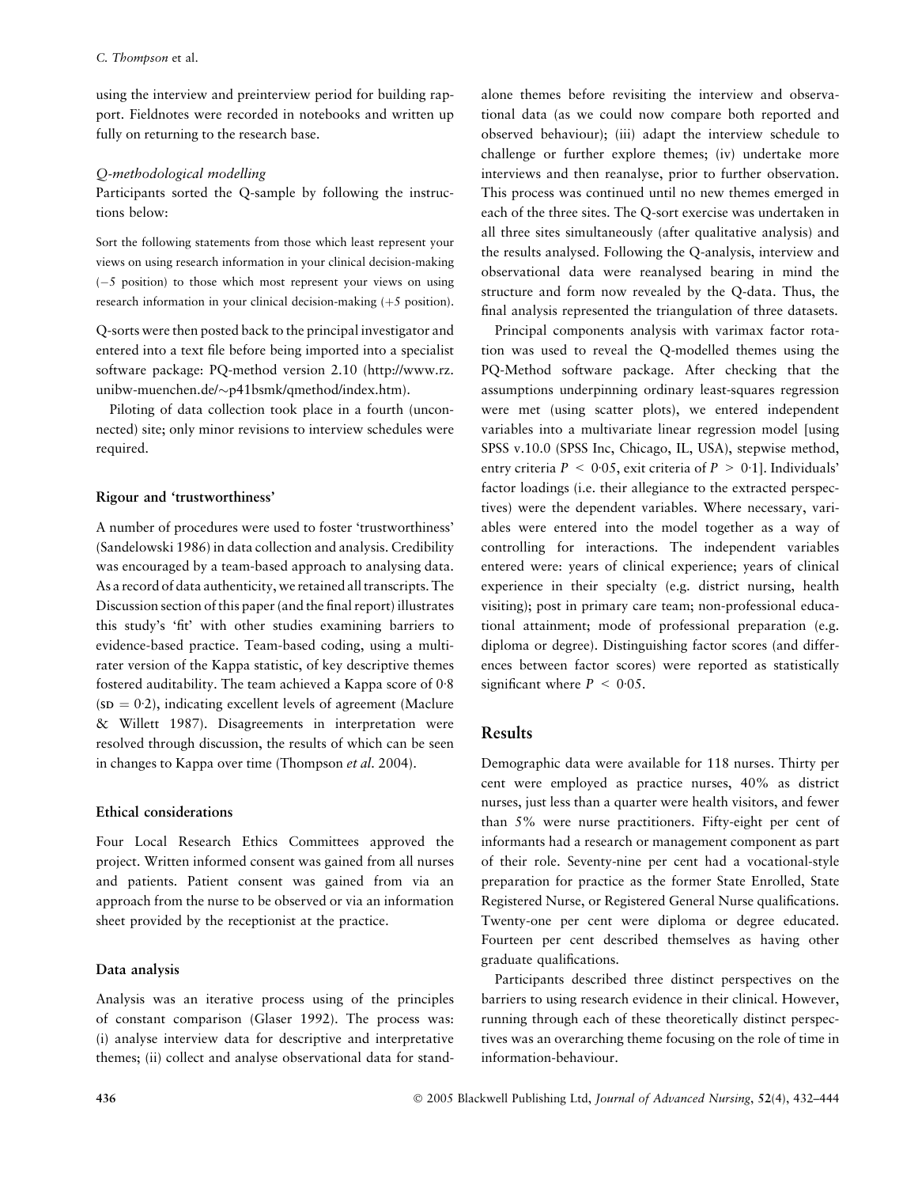using the interview and preinterview period for building rapport. Fieldnotes were recorded in notebooks and written up fully on returning to the research base.

*Q-methodological modelling*

Participants sorted the Q-sample by following the instructions below:

Sort the following statements from those which least represent your views on using research information in your clinical decision-making ($-5$ position) to those which most represent your views on using research information in your clinical decision-making ($+5$ position).

Q-sorts were then posted back to the principal investigator and entered into a text file before being imported into a specialist software package: PQ-method version 2.10 (http://www.rz.unibw-muenchen.de/~p41bsmk/qmethod/index.htm).

Piloting of data collection took place in a fourth (unconnected) site; only minor revisions to interview schedules were required.

### Rigour and 'trustworthiness'

A number of procedures were used to foster 'trustworthiness' (Sandelowski 1986) in data collection and analysis. Credibility was encouraged by a team-based approach to analysing data. As a record of data authenticity, we retained all transcripts. The Discussion section of this paper (and the final report) illustrates this study's 'fit' with other studies examining barriers to evidence-based practice. Team-based coding, using a multi-rater version of the Kappa statistic, of key descriptive themes fostered auditability. The team achieved a Kappa score of 0·8 ($\text{SD} = 0{\cdot}2$), indicating excellent levels of agreement (Maclure & Willett 1987). Disagreements in interpretation were resolved through discussion, the results of which can be seen in changes to Kappa over time (Thompson *et al.* 2004).

### Ethical considerations

Four Local Research Ethics Committees approved the project. Written informed consent was gained from all nurses and patients. Patient consent was gained from via an approach from the nurse to be observed or via an information sheet provided by the receptionist at the practice.

### Data analysis

Analysis was an iterative process using of the principles of constant comparison (Glaser 1992). The process was: (i) analyse interview data for descriptive and interpretative themes; (ii) collect and analyse observational data for stand-alone themes before revisiting the interview and observational data (as we could now compare both reported and observed behaviour); (iii) adapt the interview schedule to challenge or further explore themes; (iv) undertake more interviews and then reanalyse, prior to further observation. This process was continued until no new themes emerged in each of the three sites. The Q-sort exercise was undertaken in all three sites simultaneously (after qualitative analysis) and the results analysed. Following the Q-analysis, interview and observational data were reanalysed bearing in mind the structure and form now revealed by the Q-data. Thus, the final analysis represented the triangulation of three datasets.

Principal components analysis with varimax factor rotation was used to reveal the Q-modelled themes using the PQ-Method software package. After checking that the assumptions underpinning ordinary least-squares regression were met (using scatter plots), we entered independent variables into a multivariate linear regression model [using SPSS v.10.0 (SPSS Inc, Chicago, IL, USA), stepwise method, entry criteria $P < 0{\cdot}05$, exit criteria of $P > 0{\cdot}1$]. Individuals' factor loadings (i.e. their allegiance to the extracted perspectives) were the dependent variables. Where necessary, variables were entered into the model together as a way of controlling for interactions. The independent variables entered were: years of clinical experience; years of clinical experience in their specialty (e.g. district nursing, health visiting); post in primary care team; non-professional educational attainment; mode of professional preparation (e.g. diploma or degree). Distinguishing factor scores (and differences between factor scores) were reported as statistically significant where $P < 0{\cdot}05$.

## Results

Demographic data were available for 118 nurses. Thirty per cent were employed as practice nurses, 40% as district nurses, just less than a quarter were health visitors, and fewer than 5% were nurse practitioners. Fifty-eight per cent of informants had a research or management component as part of their role. Seventy-nine per cent had a vocational-style preparation for practice as the former State Enrolled, State Registered Nurse, or Registered General Nurse qualifications. Twenty-one per cent were diploma or degree educated. Fourteen per cent described themselves as having other graduate qualifications.

Participants described three distinct perspectives on the barriers to using research evidence in their clinical. However, running through each of these theoretically distinct perspectives was an overarching theme focusing on the role of time in information-behaviour.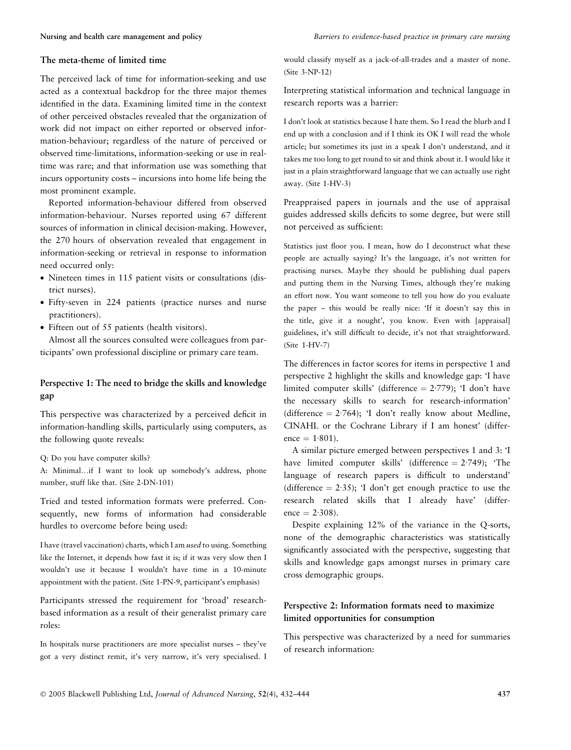### The meta-theme of limited time

The perceived lack of time for information-seeking and use acted as a contextual backdrop for the three major themes identified in the data. Examining limited time in the context of other perceived obstacles revealed that the organization of work did not impact on either reported or observed information-behaviour; regardless of the nature of perceived or observed time-limitations, information-seeking or use in real-time was rare; and that information use was something that incurs opportunity costs – incursions into home life being the most prominent example.

Reported information-behaviour differed from observed information-behaviour. Nurses reported using 67 different sources of information in clinical decision-making. However, the 270 hours of observation revealed that engagement in information-seeking or retrieval in response to information need occurred only:

- Nineteen times in 115 patient visits or consultations (district nurses).
- Fifty-seven in 224 patients (practice nurses and nurse practitioners).
- Fifteen out of 55 patients (health visitors).

Almost all the sources consulted were colleagues from participants' own professional discipline or primary care team.

### Perspective 1: The need to bridge the skills and knowledge gap

This perspective was characterized by a perceived deficit in information-handling skills, particularly using computers, as the following quote reveals:

> Q: Do you have computer skills?
>
> A: Minimal…if I want to look up somebody's address, phone number, stuff like that. (Site 2-DN-101)

Tried and tested information formats were preferred. Consequently, new forms of information had considerable hurdles to overcome before being used:

> I have (travel vaccination) charts, which I am *used* to using. Something like the Internet, it depends how fast it is; if it was very slow then I wouldn't use it because I wouldn't have time in a 10-minute appointment with the patient. (Site 1-PN-9, participant's emphasis)

Participants stressed the requirement for 'broad' research-based information as a result of their generalist primary care roles:

> In hospitals nurse practitioners are more specialist nurses – they've got a very distinct remit, it's very narrow, it's very specialised. I would classify myself as a jack-of-all-trades and a master of none. (Site 3-NP-12)

Interpreting statistical information and technical language in research reports was a barrier:

> I don't look at statistics because I hate them. So I read the blurb and I end up with a conclusion and if I think its OK I will read the whole article; but sometimes its just in a speak I don't understand, and it takes me too long to get round to sit and think about it. I would like it just in a plain straightforward language that we can actually use right away. (Site 1-HV-3)

Preappraised papers in journals and the use of appraisal guides addressed skills deficits to some degree, but were still not perceived as sufficient:

> Statistics just floor you. I mean, how do I deconstruct what these people are actually saying? It's the language, it's not written for practising nurses. Maybe they should be publishing dual papers and putting them in the Nursing Times, although they're making an effort now. You want someone to tell you how do you evaluate the paper – this would be really nice: 'If it doesn't say this in the title, give it a nought', you know. Even with [appraisal] guidelines, it's still difficult to decide, it's not that straightforward. (Site 1-HV-7)

The differences in factor scores for items in perspective 1 and perspective 2 highlight the skills and knowledge gap: 'I have limited computer skills' (difference = 2·779); 'I don't have the necessary skills to search for research-information' (difference = 2·764); 'I don't really know about Medline, CINAHL or the Cochrane Library if I am honest' (difference = 1·801).

A similar picture emerged between perspectives 1 and 3: 'I have limited computer skills' (difference = 2·749); 'The language of research papers is difficult to understand' (difference = 2·35); 'I don't get enough practice to use the research related skills that I already have' (difference = 2·308).

Despite explaining 12% of the variance in the Q-sorts, none of the demographic characteristics was statistically significantly associated with the perspective, suggesting that skills and knowledge gaps amongst nurses in primary care cross demographic groups.

### Perspective 2: Information formats need to maximize limited opportunities for consumption

This perspective was characterized by a need for summaries of research information: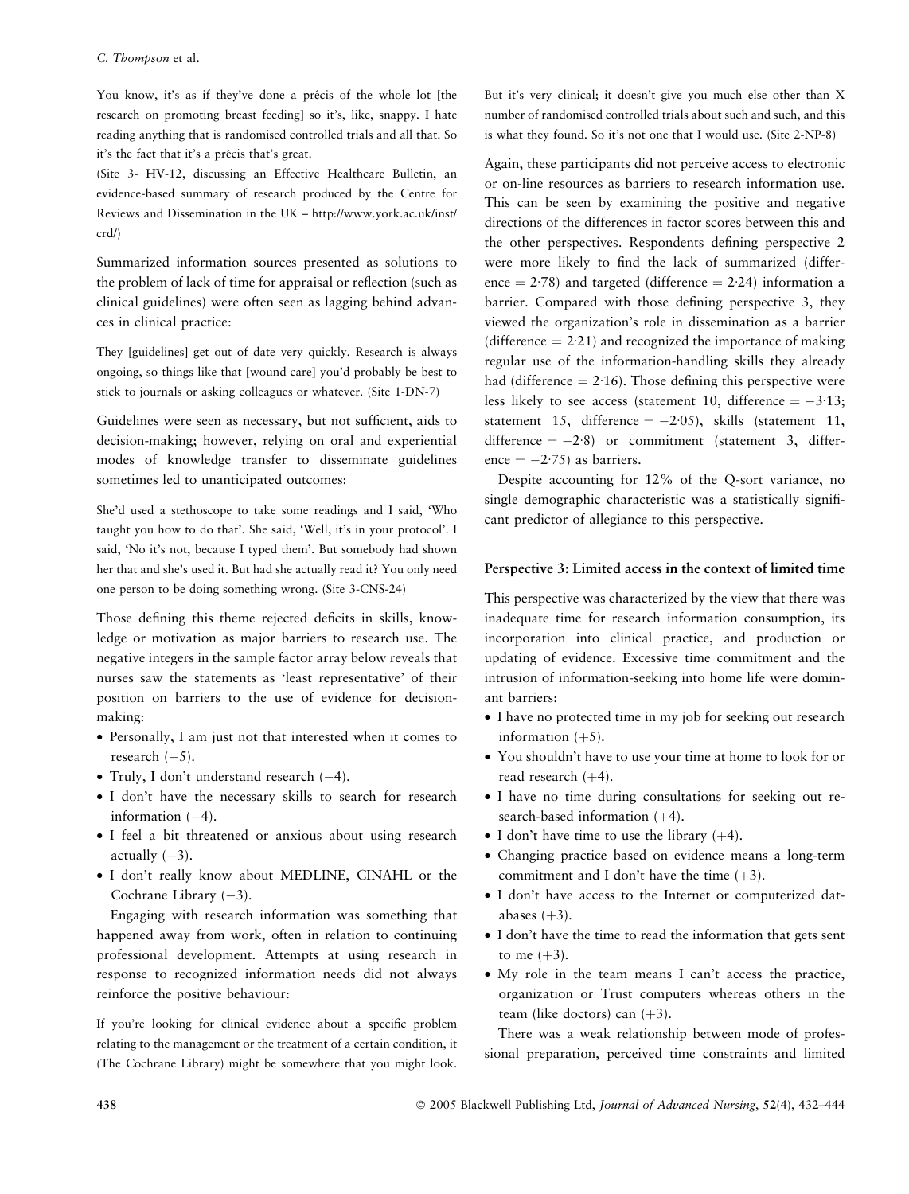> You know, it's as if they've done a précis of the whole lot [the research on promoting breast feeding] so it's, like, snappy. I hate reading anything that is randomised controlled trials and all that. So it's the fact that it's a précis that's great.
> (Site 3- HV-12, discussing an Effective Healthcare Bulletin, an evidence-based summary of research produced by the Centre for Reviews and Dissemination in the UK – http://www.york.ac.uk/inst/crd/)

Summarized information sources presented as solutions to the problem of lack of time for appraisal or reflection (such as clinical guidelines) were often seen as lagging behind advances in clinical practice:

> They [guidelines] get out of date very quickly. Research is always ongoing, so things like that [wound care] you'd probably be best to stick to journals or asking colleagues or whatever. (Site 1-DN-7)

Guidelines were seen as necessary, but not sufficient, aids to decision-making; however, relying on oral and experiential modes of knowledge transfer to disseminate guidelines sometimes led to unanticipated outcomes:

> She'd used a stethoscope to take some readings and I said, 'Who taught you how to do that'. She said, 'Well, it's in your protocol'. I said, 'No it's not, because I typed them'. But somebody had shown her that and she's used it. But had she actually read it? You only need one person to be doing something wrong. (Site 3-CNS-24)

Those defining this theme rejected deficits in skills, knowledge or motivation as major barriers to research use. The negative integers in the sample factor array below reveals that nurses saw the statements as 'least representative' of their position on barriers to the use of evidence for decision-making:

- Personally, I am just not that interested when it comes to research (−5).
- Truly, I don't understand research (−4).
- I don't have the necessary skills to search for research information (−4).
- I feel a bit threatened or anxious about using research actually (−3).
- I don't really know about MEDLINE, CINAHL or the Cochrane Library (−3).

Engaging with research information was something that happened away from work, often in relation to continuing professional development. Attempts at using research in response to recognized information needs did not always reinforce the positive behaviour:

> If you're looking for clinical evidence about a specific problem relating to the management or the treatment of a certain condition, it (The Cochrane Library) might be somewhere that you might look. But it's very clinical; it doesn't give you much else other than X number of randomised controlled trials about such and such, and this is what they found. So it's not one that I would use. (Site 2-NP-8)

Again, these participants did not perceive access to electronic or on-line resources as barriers to research information use. This can be seen by examining the positive and negative directions of the differences in factor scores between this and the other perspectives. Respondents defining perspective 2 were more likely to find the lack of summarized (difference = 2·78) and targeted (difference = 2·24) information a barrier. Compared with those defining perspective 3, they viewed the organization's role in dissemination as a barrier (difference = 2·21) and recognized the importance of making regular use of the information-handling skills they already had (difference = 2·16). Those defining this perspective were less likely to see access (statement 10, difference = −3·13; statement 15, difference = −2·05), skills (statement 11, difference = −2·8) or commitment (statement 3, difference = −2·75) as barriers.

Despite accounting for 12% of the Q-sort variance, no single demographic characteristic was a statistically significant predictor of allegiance to this perspective.

### Perspective 3: Limited access in the context of limited time

This perspective was characterized by the view that there was inadequate time for research information consumption, its incorporation into clinical practice, and production or updating of evidence. Excessive time commitment and the intrusion of information-seeking into home life were dominant barriers:

- I have no protected time in my job for seeking out research information (+5).
- You shouldn't have to use your time at home to look for or read research (+4).
- I have no time during consultations for seeking out research-based information (+4).
- I don't have time to use the library (+4).
- Changing practice based on evidence means a long-term commitment and I don't have the time (+3).
- I don't have access to the Internet or computerized databases (+3).
- I don't have the time to read the information that gets sent to me (+3).
- My role in the team means I can't access the practice, organization or Trust computers whereas others in the team (like doctors) can (+3).

There was a weak relationship between mode of professional preparation, perceived time constraints and limited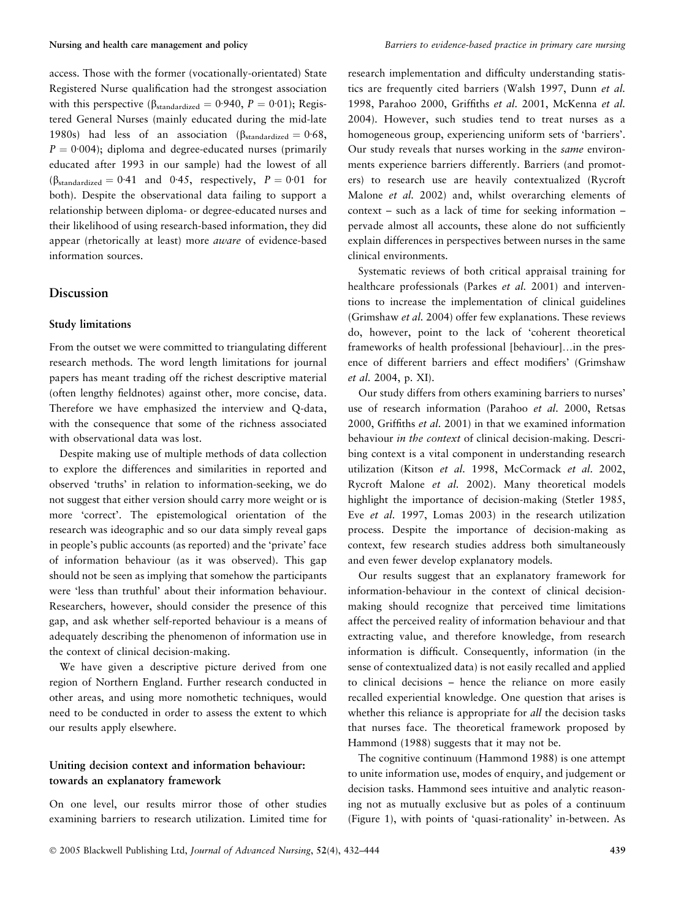access. Those with the former (vocationally-orientated) State Registered Nurse qualification had the strongest association with this perspective ($\beta_{standardized} = 0.940$, $P = 0.01$); Registered General Nurses (mainly educated during the mid-late 1980s) had less of an association ($\beta_{standardized} = 0.68$, $P = 0.004$); diploma and degree-educated nurses (primarily educated after 1993 in our sample) had the lowest of all ($\beta_{standardized} = 0.41$ and $0.45$, respectively, $P = 0.01$ for both). Despite the observational data failing to support a relationship between diploma- or degree-educated nurses and their likelihood of using research-based information, they did appear (rhetorically at least) more *aware* of evidence-based information sources.

## Discussion

### Study limitations

From the outset we were committed to triangulating different research methods. The word length limitations for journal papers has meant trading off the richest descriptive material (often lengthy fieldnotes) against other, more concise, data. Therefore we have emphasized the interview and Q-data, with the consequence that some of the richness associated with observational data was lost.

Despite making use of multiple methods of data collection to explore the differences and similarities in reported and observed 'truths' in relation to information-seeking, we do not suggest that either version should carry more weight or is more 'correct'. The epistemological orientation of the research was ideographic and so our data simply reveal gaps in people's public accounts (as reported) and the 'private' face of information behaviour (as it was observed). This gap should not be seen as implying that somehow the participants were 'less than truthful' about their information behaviour. Researchers, however, should consider the presence of this gap, and ask whether self-reported behaviour is a means of adequately describing the phenomenon of information use in the context of clinical decision-making.

We have given a descriptive picture derived from one region of Northern England. Further research conducted in other areas, and using more nomothetic techniques, would need to be conducted in order to assess the extent to which our results apply elsewhere.

### Uniting decision context and information behaviour: towards an explanatory framework

On one level, our results mirror those of other studies examining barriers to research utilization. Limited time for research implementation and difficulty understanding statistics are frequently cited barriers (Walsh 1997, Dunn *et al.* 1998, Parahoo 2000, Griffiths *et al.* 2001, McKenna *et al.* 2004). However, such studies tend to treat nurses as a homogeneous group, experiencing uniform sets of 'barriers'. Our study reveals that nurses working in the *same* environments experience barriers differently. Barriers (and promoters) to research use are heavily contextualized (Rycroft Malone *et al.* 2002) and, whilst overarching elements of context – such as a lack of time for seeking information – pervade almost all accounts, these alone do not sufficiently explain differences in perspectives between nurses in the same clinical environments.

Systematic reviews of both critical appraisal training for healthcare professionals (Parkes *et al.* 2001) and interventions to increase the implementation of clinical guidelines (Grimshaw *et al.* 2004) offer few explanations. These reviews do, however, point to the lack of 'coherent theoretical frameworks of health professional [behaviour]…in the presence of different barriers and effect modifiers' (Grimshaw *et al.* 2004, p. XI).

Our study differs from others examining barriers to nurses' use of research information (Parahoo *et al.* 2000, Retsas 2000, Griffiths *et al.* 2001) in that we examined information behaviour *in the context* of clinical decision-making. Describing context is a vital component in understanding research utilization (Kitson *et al.* 1998, McCormack *et al.* 2002, Rycroft Malone *et al.* 2002). Many theoretical models highlight the importance of decision-making (Stetler 1985, Eve *et al.* 1997, Lomas 2003) in the research utilization process. Despite the importance of decision-making as context, few research studies address both simultaneously and even fewer develop explanatory models.

Our results suggest that an explanatory framework for information-behaviour in the context of clinical decision-making should recognize that perceived time limitations affect the perceived reality of information behaviour and that extracting value, and therefore knowledge, from research information is difficult. Consequently, information (in the sense of contextualized data) is not easily recalled and applied to clinical decisions – hence the reliance on more easily recalled experiential knowledge. One question that arises is whether this reliance is appropriate for *all* the decision tasks that nurses face. The theoretical framework proposed by Hammond (1988) suggests that it may not be.

The cognitive continuum (Hammond 1988) is one attempt to unite information use, modes of enquiry, and judgement or decision tasks. Hammond sees intuitive and analytic reasoning not as mutually exclusive but as poles of a continuum (Figure 1), with points of 'quasi-rationality' in-between. As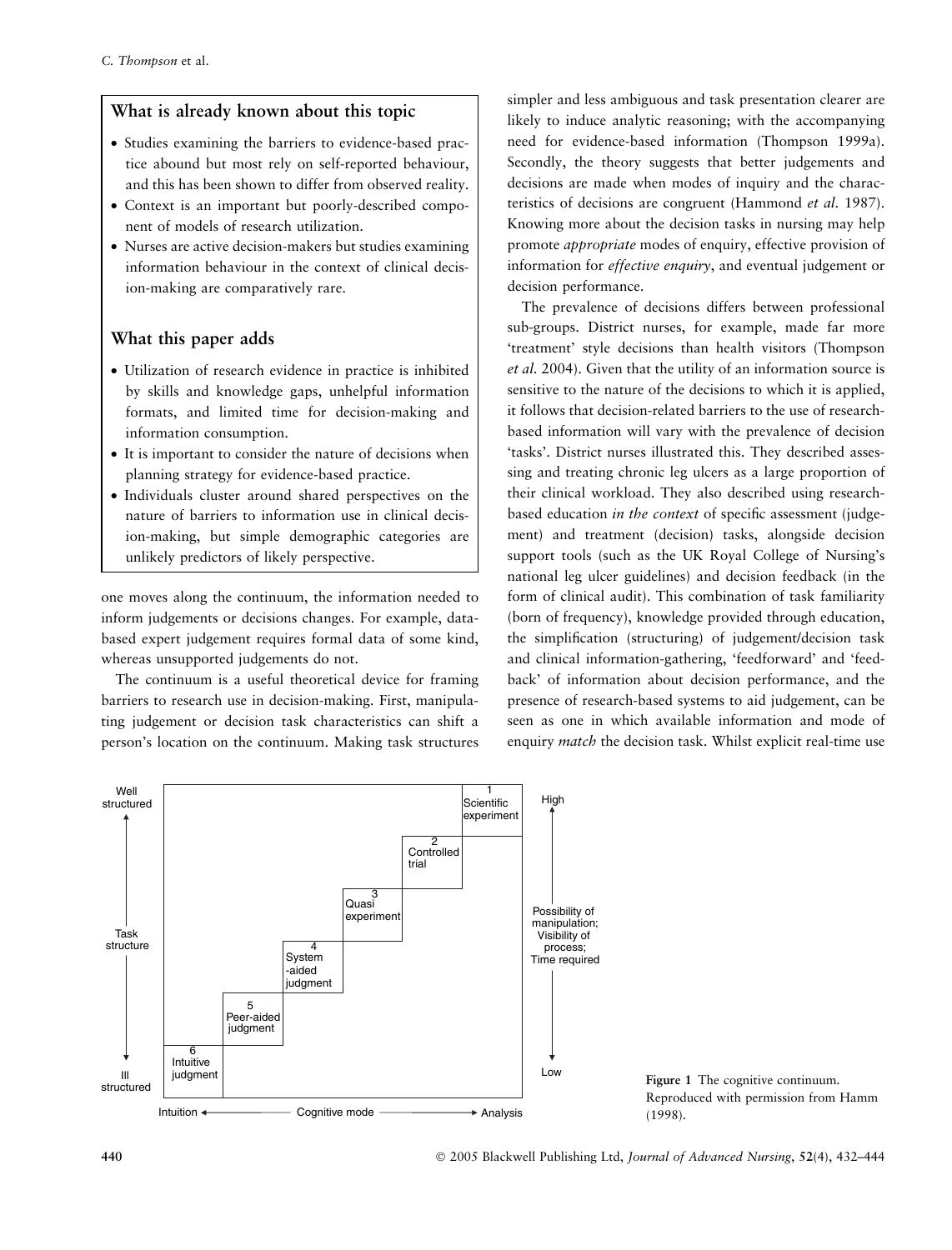## What is already known about this topic

- Studies examining the barriers to evidence-based practice abound but most rely on self-reported behaviour, and this has been shown to differ from observed reality.
- Context is an important but poorly-described component of models of research utilization.
- Nurses are active decision-makers but studies examining information behaviour in the context of clinical decision-making are comparatively rare.

## What this paper adds

- Utilization of research evidence in practice is inhibited by skills and knowledge gaps, unhelpful information formats, and limited time for decision-making and information consumption.
- It is important to consider the nature of decisions when planning strategy for evidence-based practice.
- Individuals cluster around shared perspectives on the nature of barriers to information use in clinical decision-making, but simple demographic categories are unlikely predictors of likely perspective.

one moves along the continuum, the information needed to inform judgements or decisions changes. For example, data-based expert judgement requires formal data of some kind, whereas unsupported judgements do not.

The continuum is a useful theoretical device for framing barriers to research use in decision-making. First, manipulating judgement or decision task characteristics can shift a person's location on the continuum. Making task structures simpler and less ambiguous and task presentation clearer are likely to induce analytic reasoning; with the accompanying need for evidence-based information (Thompson 1999a). Secondly, the theory suggests that better judgements and decisions are made when modes of inquiry and the characteristics of decisions are congruent (Hammond *et al.* 1987). Knowing more about the decision tasks in nursing may help promote *appropriate* modes of enquiry, effective provision of information for *effective enquiry*, and eventual judgement or decision performance.

The prevalence of decisions differs between professional sub-groups. District nurses, for example, made far more 'treatment' style decisions than health visitors (Thompson *et al.* 2004). Given that the utility of an information source is sensitive to the nature of the decisions to which it is applied, it follows that decision-related barriers to the use of research-based information will vary with the prevalence of decision 'tasks'. District nurses illustrated this. They described assessing and treating chronic leg ulcers as a large proportion of their clinical workload. They also described using research-based education *in the context* of specific assessment (judgement) and treatment (decision) tasks, alongside decision support tools (such as the UK Royal College of Nursing's national leg ulcer guidelines) and decision feedback (in the form of clinical audit). This combination of task familiarity (born of frequency), knowledge provided through education, the simplification (structuring) of judgement/decision task and clinical information-gathering, 'feedforward' and 'feedback' of information about decision performance, and the presence of research-based systems to aid judgement, can be seen as one in which available information and mode of enquiry *match* the decision task. Whilst explicit real-time use

**Figure 1** The cognitive continuum. Reproduced with permission from Hamm (1998).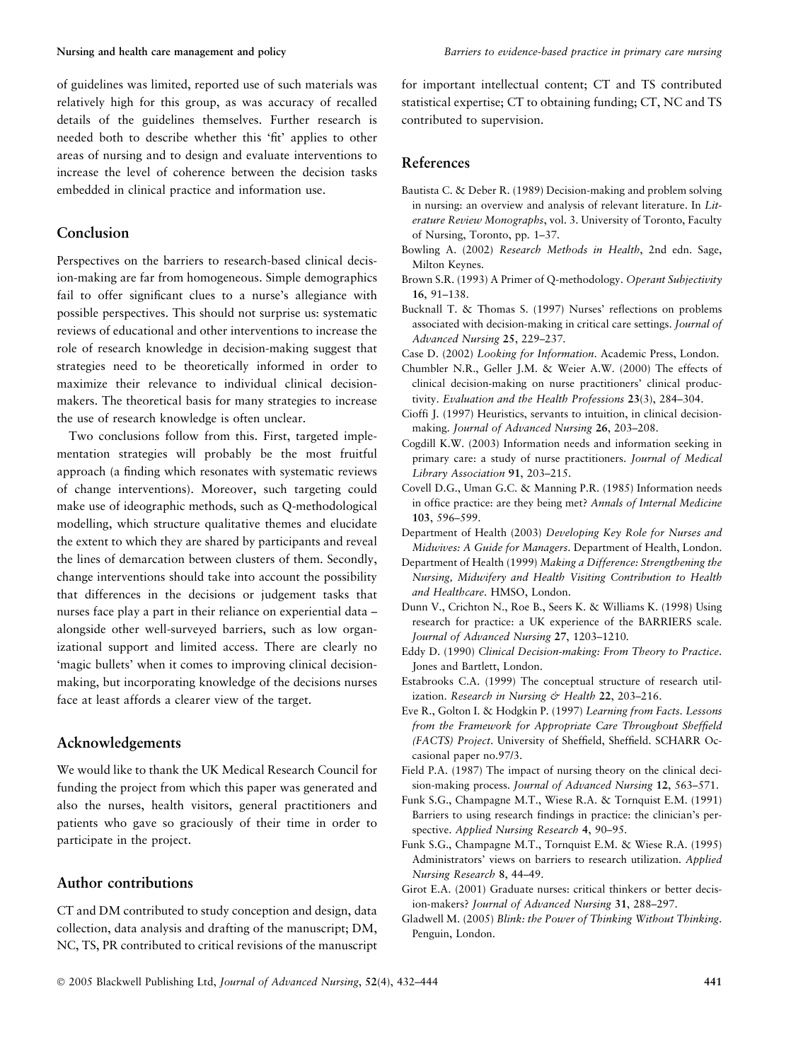of guidelines was limited, reported use of such materials was relatively high for this group, as was accuracy of recalled details of the guidelines themselves. Further research is needed both to describe whether this 'fit' applies to other areas of nursing and to design and evaluate interventions to increase the level of coherence between the decision tasks embedded in clinical practice and information use.

## Conclusion

Perspectives on the barriers to research-based clinical decision-making are far from homogeneous. Simple demographics fail to offer significant clues to a nurse's allegiance with possible perspectives. This should not surprise us: systematic reviews of educational and other interventions to increase the role of research knowledge in decision-making suggest that strategies need to be theoretically informed in order to maximize their relevance to individual clinical decision-makers. The theoretical basis for many strategies to increase the use of research knowledge is often unclear.

Two conclusions follow from this. First, targeted implementation strategies will probably be the most fruitful approach (a finding which resonates with systematic reviews of change interventions). Moreover, such targeting could make use of ideographic methods, such as Q-methodological modelling, which structure qualitative themes and elucidate the extent to which they are shared by participants and reveal the lines of demarcation between clusters of them. Secondly, change interventions should take into account the possibility that differences in the decisions or judgement tasks that nurses face play a part in their reliance on experiential data – alongside other well-surveyed barriers, such as low organizational support and limited access. There are clearly no 'magic bullets' when it comes to improving clinical decision-making, but incorporating knowledge of the decisions nurses face at least affords a clearer view of the target.

## Acknowledgements

We would like to thank the UK Medical Research Council for funding the project from which this paper was generated and also the nurses, health visitors, general practitioners and patients who gave so graciously of their time in order to participate in the project.

## Author contributions

CT and DM contributed to study conception and design, data collection, data analysis and drafting of the manuscript; DM, NC, TS, PR contributed to critical revisions of the manuscript for important intellectual content; CT and TS contributed statistical expertise; CT to obtaining funding; CT, NC and TS contributed to supervision.

## References

Bautista C. & Deber R. (1989) Decision-making and problem solving in nursing: an overview and analysis of relevant literature. In *Literature Review Monographs*, vol. 3. University of Toronto, Faculty of Nursing, Toronto, pp. 1–37.

Bowling A. (2002) *Research Methods in Health*, 2nd edn. Sage, Milton Keynes.

Brown S.R. (1993) A Primer of Q-methodology. *Operant Subjectivity* **16**, 91–138.

Bucknall T. & Thomas S. (1997) Nurses' reflections on problems associated with decision-making in critical care settings. *Journal of Advanced Nursing* **25**, 229–237.

Case D. (2002) *Looking for Information*. Academic Press, London.

Chumbler N.R., Geller J.M. & Weier A.W. (2000) The effects of clinical decision-making on nurse practitioners' clinical productivity. *Evaluation and the Health Professions* **23**(3), 284–304.

Cioffi J. (1997) Heuristics, servants to intuition, in clinical decision-making. *Journal of Advanced Nursing* **26**, 203–208.

Cogdill K.W. (2003) Information needs and information seeking in primary care: a study of nurse practitioners. *Journal of Medical Library Association* **91**, 203–215.

Covell D.G., Uman G.C. & Manning P.R. (1985) Information needs in office practice: are they being met? *Annals of Internal Medicine* **103**, 596–599.

Department of Health (2003) *Developing Key Role for Nurses and Midwives: A Guide for Managers*. Department of Health, London.

Department of Health (1999) *Making a Difference: Strengthening the Nursing, Midwifery and Health Visiting Contribution to Health and Healthcare*. HMSO, London.

Dunn V., Crichton N., Roe B., Seers K. & Williams K. (1998) Using research for practice: a UK experience of the BARRIERS scale. *Journal of Advanced Nursing* **27**, 1203–1210.

Eddy D. (1990) *Clinical Decision-making: From Theory to Practice*. Jones and Bartlett, London.

Estabrooks C.A. (1999) The conceptual structure of research utilization. *Research in Nursing & Health* **22**, 203–216.

Eve R., Golton I. & Hodgkin P. (1997) *Learning from Facts. Lessons from the Framework for Appropriate Care Throughout Sheffield (FACTS) Project*. University of Sheffield, Sheffield. SCHARR Occasional paper no.97/3.

Field P.A. (1987) The impact of nursing theory on the clinical decision-making process. *Journal of Advanced Nursing* **12**, 563–571.

Funk S.G., Champagne M.T., Wiese R.A. & Tornquist E.M. (1991) Barriers to using research findings in practice: the clinician's perspective. *Applied Nursing Research* **4**, 90–95.

Funk S.G., Champagne M.T., Tornquist E.M. & Wiese R.A. (1995) Administrators' views on barriers to research utilization. *Applied Nursing Research* **8**, 44–49.

Girot E.A. (2001) Graduate nurses: critical thinkers or better decision-makers? *Journal of Advanced Nursing* **31**, 288–297.

Gladwell M. (2005) *Blink: the Power of Thinking Without Thinking*. Penguin, London.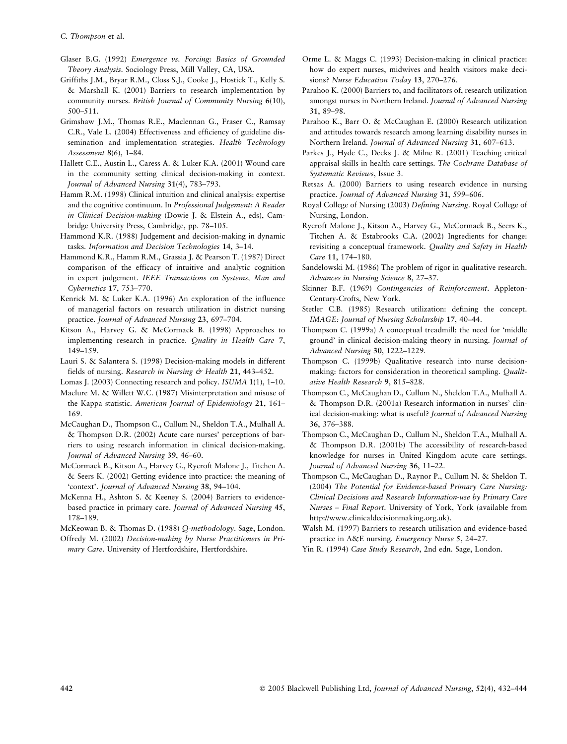Glaser B.G. (1992) *Emergence vs. Forcing: Basics of Grounded Theory Analysis*. Sociology Press, Mill Valley, CA, USA.

Griffiths J.M., Bryar R.M., Closs S.J., Cooke J., Hostick T., Kelly S. & Marshall K. (2001) Barriers to research implementation by community nurses. *British Journal of Community Nursing* **6**(10), 500–511.

Grimshaw J.M., Thomas R.E., Maclennan G., Fraser C., Ramsay C.R., Vale L. (2004) Effectiveness and efficiency of guideline dissemination and implementation strategies. *Health Technology Assessment* **8**(6), 1–84.

Hallett C.E., Austin L., Caress A. & Luker K.A. (2001) Wound care in the community setting clinical decision-making in context. *Journal of Advanced Nursing* **31**(4), 783–793.

Hamm R.M. (1998) Clinical intuition and clinical analysis: expertise and the cognitive continuum. In *Professional Judgement: A Reader in Clinical Decision-making* (Dowie J. & Elstein A., eds), Cambridge University Press, Cambridge, pp. 78–105.

Hammond K.R. (1988) Judgement and decision-making in dynamic tasks. *Information and Decision Technologies* **14**, 3–14.

Hammond K.R., Hamm R.M., Grassia J. & Pearson T. (1987) Direct comparison of the efficacy of intuitive and analytic cognition in expert judgement. *IEEE Transactions on Systems, Man and Cybernetics* **17**, 753–770.

Kenrick M. & Luker K.A. (1996) An exploration of the influence of managerial factors on research utilization in district nursing practice. *Journal of Advanced Nursing* **23**, 697–704.

Kitson A., Harvey G. & McCormack B. (1998) Approaches to implementing research in practice. *Quality in Health Care* **7**, 149–159.

Lauri S. & Salantera S. (1998) Decision-making models in different fields of nursing. *Research in Nursing & Health* **21**, 443–452.

Lomas J. (2003) Connecting research and policy. *ISUMA* **1**(1), 1–10.

Maclure M. & Willett W.C. (1987) Misinterpretation and misuse of the Kappa statistic. *American Journal of Epidemiology* **21**, 161–169.

McCaughan D., Thompson C., Cullum N., Sheldon T.A., Mulhall A. & Thompson D.R. (2002) Acute care nurses' perceptions of barriers to using research information in clinical decision-making. *Journal of Advanced Nursing* **39**, 46–60.

McCormack B., Kitson A., Harvey G., Rycroft Malone J., Titchen A. & Seers K. (2002) Getting evidence into practice: the meaning of 'context'. *Journal of Advanced Nursing* **38**, 94–104.

McKenna H., Ashton S. & Keeney S. (2004) Barriers to evidence-based practice in primary care. *Journal of Advanced Nursing* **45**, 178–189.

McKeowan B. & Thomas D. (1988) *Q-methodology*. Sage, London.

Offredy M. (2002) *Decision-making by Nurse Practitioners in Primary Care*. University of Hertfordshire, Hertfordshire.

Orme L. & Maggs C. (1993) Decision-making in clinical practice: how do expert nurses, midwives and health visitors make decisions? *Nurse Education Today* **13**, 270–276.

Parahoo K. (2000) Barriers to, and facilitators of, research utilization amongst nurses in Northern Ireland. *Journal of Advanced Nursing* **31**, 89–98.

Parahoo K., Barr O. & McCaughan E. (2000) Research utilization and attitudes towards research among learning disability nurses in Northern Ireland. *Journal of Advanced Nursing* **31**, 607–613.

Parkes J., Hyde C., Deeks J. & Milne R. (2001) Teaching critical appraisal skills in health care settings. *The Cochrane Database of Systematic Reviews*, Issue 3.

Retsas A. (2000) Barriers to using research evidence in nursing practice. *Journal of Advanced Nursing* **31**, 599–606.

Royal College of Nursing (2003) *Defining Nursing*. Royal College of Nursing, London.

Rycroft Malone J., Kitson A., Harvey G., McCormack B., Seers K., Titchen A. & Estabrooks C.A. (2002) Ingredients for change: revisiting a conceptual framework. *Quality and Safety in Health Care* **11**, 174–180.

Sandelowski M. (1986) The problem of rigor in qualitative research. *Advances in Nursing Science* **8**, 27–37.

Skinner B.F. (1969) *Contingencies of Reinforcement*. Appleton-Century-Crofts, New York.

Stetler C.B. (1985) Research utilization: defining the concept. *IMAGE: Journal of Nursing Scholarship* **17**, 40–44.

Thompson C. (1999a) A conceptual treadmill: the need for 'middle ground' in clinical decision-making theory in nursing. *Journal of Advanced Nursing* **30**, 1222–1229.

Thompson C. (1999b) Qualitative research into nurse decision-making: factors for consideration in theoretical sampling. *Qualitative Health Research* **9**, 815–828.

Thompson C., McCaughan D., Cullum N., Sheldon T.A., Mulhall A. & Thompson D.R. (2001a) Research information in nurses' clinical decision-making: what is useful? *Journal of Advanced Nursing* **36**, 376–388.

Thompson C., McCaughan D., Cullum N., Sheldon T.A., Mulhall A. & Thompson D.R. (2001b) The accessibility of research-based knowledge for nurses in United Kingdom acute care settings. *Journal of Advanced Nursing* **36**, 11–22.

Thompson C., McCaughan D., Raynor P., Cullum N. & Sheldon T. (2004) *The Potential for Evidence-based Primary Care Nursing: Clinical Decisions and Research Information-use by Primary Care Nurses – Final Report*. University of York, York (available from http://www.clinicaldecisionmaking.org.uk).

Walsh M. (1997) Barriers to research utilisation and evidence-based practice in A&E nursing. *Emergency Nurse* **5**, 24–27.

Yin R. (1994) *Case Study Research*, 2nd edn. Sage, London.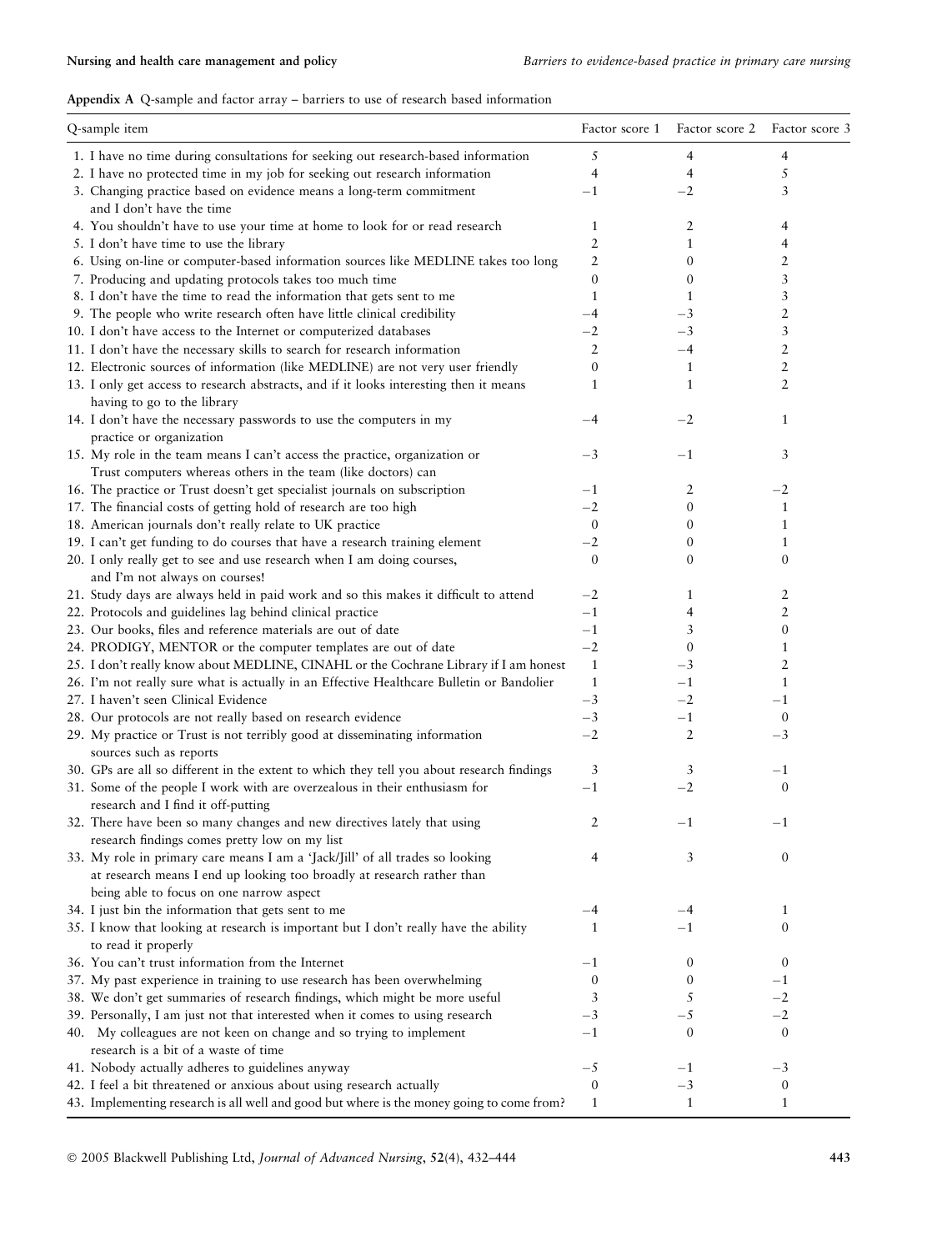**Appendix A** Q-sample and factor array – barriers to use of research based information

| Q-sample item | Factor score 1 | Factor score 2 | Factor score 3 |
|---|---|---|---|
| 1. I have no time during consultations for seeking out research-based information | 5 | 4 | 4 |
| 2. I have no protected time in my job for seeking out research information | 4 | 4 | 5 |
| 3. Changing practice based on evidence means a long-term commitment and I don't have the time | −1 | −2 | 3 |
| 4. You shouldn't have to use your time at home to look for or read research | 1 | 2 | 4 |
| 5. I don't have time to use the library | 2 | 1 | 4 |
| 6. Using on-line or computer-based information sources like MEDLINE takes too long | 2 | 0 | 2 |
| 7. Producing and updating protocols takes too much time | 0 | 0 | 3 |
| 8. I don't have the time to read the information that gets sent to me | 1 | 1 | 3 |
| 9. The people who write research often have little clinical credibility | −4 | −3 | 2 |
| 10. I don't have access to the Internet or computerized databases | −2 | −3 | 3 |
| 11. I don't have the necessary skills to search for research information | 2 | −4 | 2 |
| 12. Electronic sources of information (like MEDLINE) are not very user friendly | 0 | 1 | 2 |
| 13. I only get access to research abstracts, and if it looks interesting then it means having to go to the library | 1 | 1 | 2 |
| 14. I don't have the necessary passwords to use the computers in my practice or organization | −4 | −2 | 1 |
| 15. My role in the team means I can't access the practice, organization or Trust computers whereas others in the team (like doctors) can | −3 | −1 | 3 |
| 16. The practice or Trust doesn't get specialist journals on subscription | −1 | 2 | −2 |
| 17. The financial costs of getting hold of research are too high | −2 | 0 | 1 |
| 18. American journals don't really relate to UK practice | 0 | 0 | 1 |
| 19. I can't get funding to do courses that have a research training element | −2 | 0 | 1 |
| 20. I only really get to see and use research when I am doing courses, and I'm not always on courses! | 0 | 0 | 0 |
| 21. Study days are always held in paid work and so this makes it difficult to attend | −2 | 1 | 2 |
| 22. Protocols and guidelines lag behind clinical practice | −1 | 4 | 2 |
| 23. Our books, files and reference materials are out of date | −1 | 3 | 0 |
| 24. PRODIGY, MENTOR or the computer templates are out of date | −2 | 0 | 1 |
| 25. I don't really know about MEDLINE, CINAHL or the Cochrane Library if I am honest | 1 | −3 | 2 |
| 26. I'm not really sure what is actually in an Effective Healthcare Bulletin or Bandolier | 1 | −1 | 1 |
| 27. I haven't seen Clinical Evidence | −3 | −2 | −1 |
| 28. Our protocols are not really based on research evidence | −3 | −1 | 0 |
| 29. My practice or Trust is not terribly good at disseminating information sources such as reports | −2 | 2 | −3 |
| 30. GPs are all so different in the extent to which they tell you about research findings | 3 | 3 | −1 |
| 31. Some of the people I work with are overzealous in their enthusiasm for research and I find it off-putting | −1 | −2 | 0 |
| 32. There have been so many changes and new directives lately that using research findings comes pretty low on my list | 2 | −1 | −1 |
| 33. My role in primary care means I am a 'Jack/Jill' of all trades so looking at research means I end up looking too broadly at research rather than being able to focus on one narrow aspect | 4 | 3 | 0 |
| 34. I just bin the information that gets sent to me | −4 | −4 | 1 |
| 35. I know that looking at research is important but I don't really have the ability to read it properly | 1 | −1 | 0 |
| 36. You can't trust information from the Internet | −1 | 0 | 0 |
| 37. My past experience in training to use research has been overwhelming | 0 | 0 | −1 |
| 38. We don't get summaries of research findings, which might be more useful | 3 | 5 | −2 |
| 39. Personally, I am just not that interested when it comes to using research | −3 | −5 | −2 |
| 40. My colleagues are not keen on change and so trying to implement research is a bit of a waste of time | −1 | 0 | 0 |
| 41. Nobody actually adheres to guidelines anyway | −5 | −1 | −3 |
| 42. I feel a bit threatened or anxious about using research actually | 0 | −3 | 0 |
| 43. Implementing research is all well and good but where is the money going to come from? | 1 | 1 | 1 |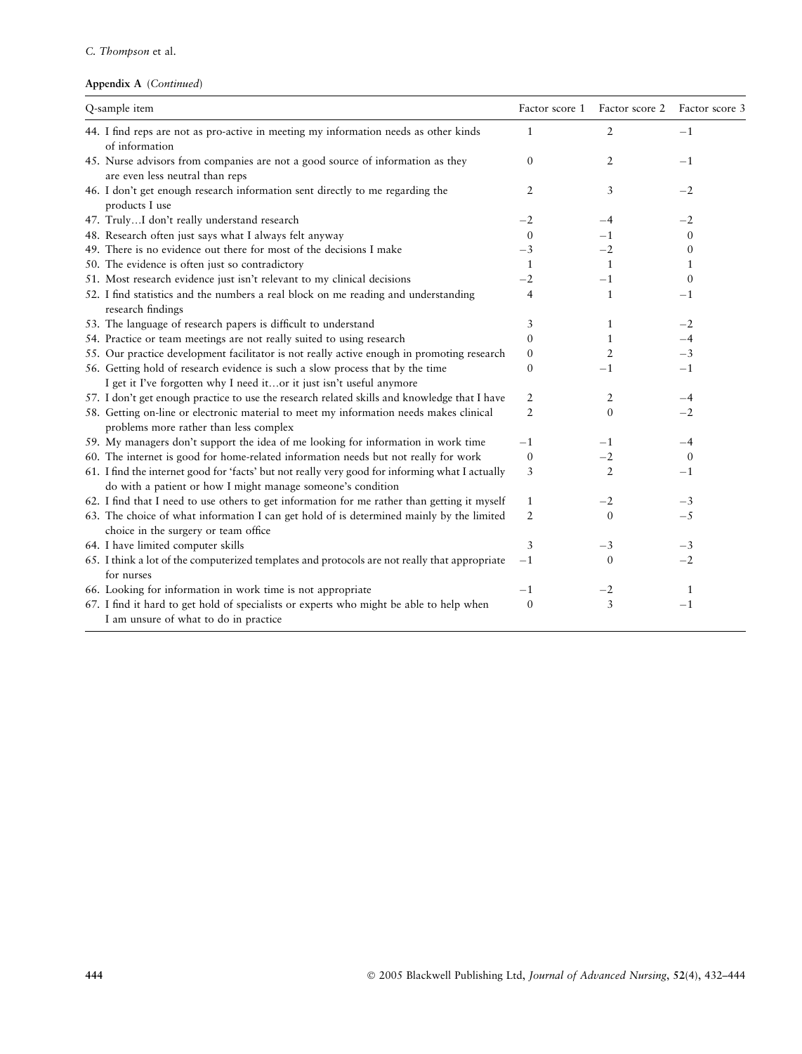**Appendix A** (*Continued*)

| Q-sample item | Factor score 1 | Factor score 2 | Factor score 3 |
|---|---|---|---|
| 44. I find reps are not as pro-active in meeting my information needs as other kinds of information | 1 | 2 | −1 |
| 45. Nurse advisors from companies are not a good source of information as they are even less neutral than reps | 0 | 2 | −1 |
| 46. I don't get enough research information sent directly to me regarding the products I use | 2 | 3 | −2 |
| 47. Truly…I don't really understand research | −2 | −4 | −2 |
| 48. Research often just says what I always felt anyway | 0 | −1 | 0 |
| 49. There is no evidence out there for most of the decisions I make | −3 | −2 | 0 |
| 50. The evidence is often just so contradictory | 1 | 1 | 1 |
| 51. Most research evidence just isn't relevant to my clinical decisions | −2 | −1 | 0 |
| 52. I find statistics and the numbers a real block on me reading and understanding research findings | 4 | 1 | −1 |
| 53. The language of research papers is difficult to understand | 3 | 1 | −2 |
| 54. Practice or team meetings are not really suited to using research | 0 | 1 | −4 |
| 55. Our practice development facilitator is not really active enough in promoting research | 0 | 2 | −3 |
| 56. Getting hold of research evidence is such a slow process that by the time I get it I've forgotten why I need it…or it just isn't useful anymore | 0 | −1 | −1 |
| 57. I don't get enough practice to use the research related skills and knowledge that I have | 2 | 2 | −4 |
| 58. Getting on-line or electronic material to meet my information needs makes clinical problems more rather than less complex | 2 | 0 | −2 |
| 59. My managers don't support the idea of me looking for information in work time | −1 | −1 | −4 |
| 60. The internet is good for home-related information needs but not really for work | 0 | −2 | 0 |
| 61. I find the internet good for 'facts' but not really very good for informing what I actually do with a patient or how I might manage someone's condition | 3 | 2 | −1 |
| 62. I find that I need to use others to get information for me rather than getting it myself | 1 | −2 | −3 |
| 63. The choice of what information I can get hold of is determined mainly by the limited choice in the surgery or team office | 2 | 0 | −5 |
| 64. I have limited computer skills | 3 | −3 | −3 |
| 65. I think a lot of the computerized templates and protocols are not really that appropriate for nurses | −1 | 0 | −2 |
| 66. Looking for information in work time is not appropriate | −1 | −2 | 1 |
| 67. I find it hard to get hold of specialists or experts who might be able to help when I am unsure of what to do in practice | 0 | 3 | −1 |